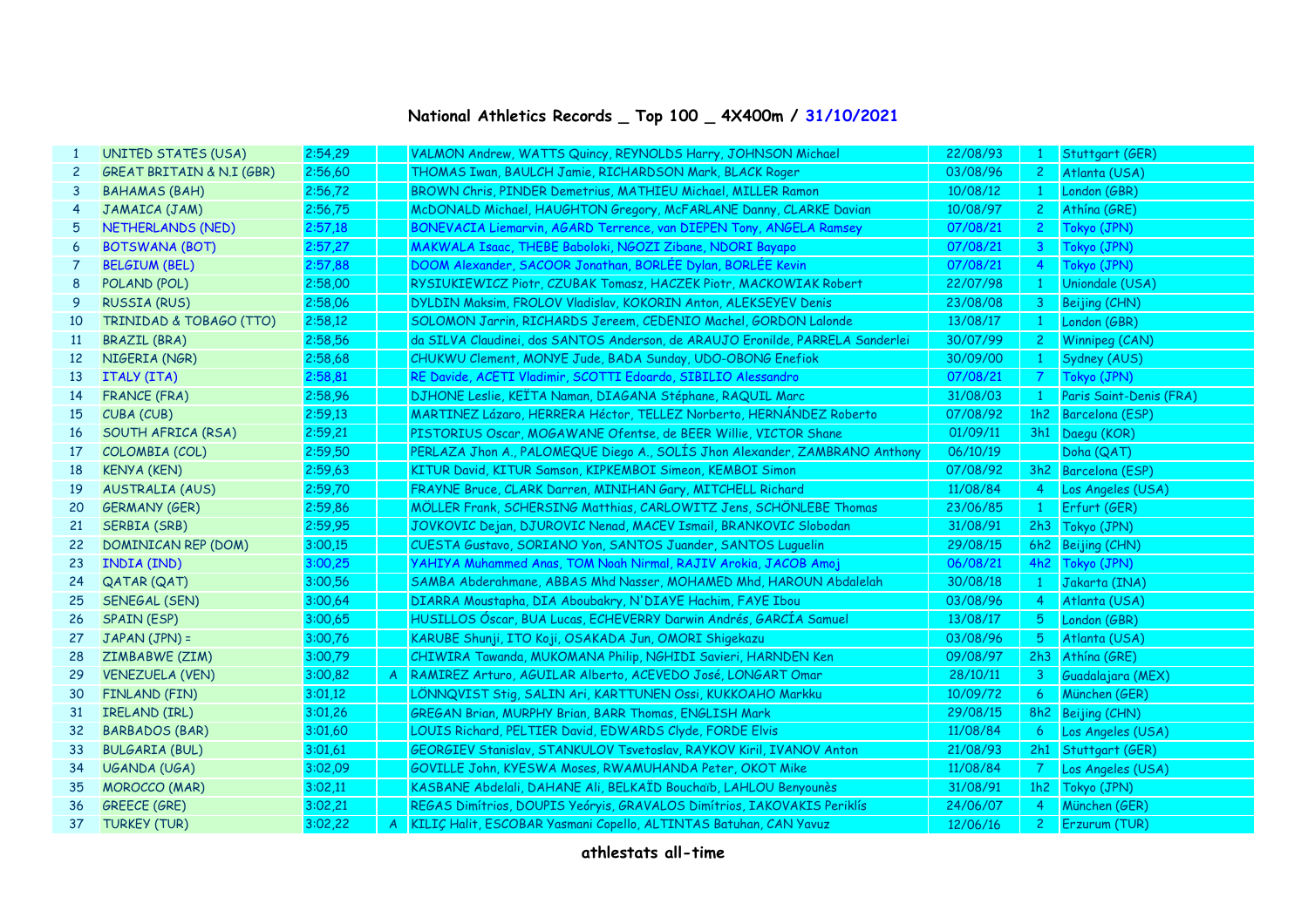# National Athletics Records _ Top 100 _ 4X400m / 31/10/2021

| | | | | | | | |
|---|---|---|---|---|---|---|---|
| 1 | UNITED STATES (USA) | 2:54,29 | | VALMON Andrew, WATTS Quincy, REYNOLDS Harry, JOHNSON Michael | 22/08/93 | 1 | Stuttgart (GER) |
| 2 | GREAT BRITAIN & N.I (GBR) | 2:56,60 | | THOMAS Iwan, BAULCH Jamie, RICHARDSON Mark, BLACK Roger | 03/08/96 | 2 | Atlanta (USA) |
| 3 | BAHAMAS (BAH) | 2:56,72 | | BROWN Chris, PINDER Demetrius, MATHIEU Michael, MILLER Ramon | 10/08/12 | 1 | London (GBR) |
| 4 | JAMAICA (JAM) | 2:56,75 | | McDONALD Michael, HAUGHTON Gregory, McFARLANE Danny, CLARKE Davian | 10/08/97 | 2 | Athína (GRE) |
| 5 | NETHERLANDS (NED) | 2:57,18 | | BONEVACIA Liemarvin, AGARD Terrence, van DIEPEN Tony, ANGELA Ramsey | 07/08/21 | 2 | Tokyo (JPN) |
| 6 | BOTSWANA (BOT) | 2:57,27 | | MAKWALA Isaac, THEBE Baboloki, NGOZI Zibane, NDORI Bayapo | 07/08/21 | 3 | Tokyo (JPN) |
| 7 | BELGIUM (BEL) | 2:57,88 | | DOOM Alexander, SACOOR Jonathan, BORLÉE Dylan, BORLÉE Kevin | 07/08/21 | 4 | Tokyo (JPN) |
| 8 | POLAND (POL) | 2:58,00 | | RYSIUKIEWICZ Piotr, CZUBAK Tomasz, HACZEK Piotr, MACKOWIAK Robert | 22/07/98 | 1 | Uniondale (USA) |
| 9 | RUSSIA (RUS) | 2:58,06 | | DYLDIN Maksim, FROLOV Vladislav, KOKORIN Anton, ALEKSEYEV Denis | 23/08/08 | 3 | Beijing (CHN) |
| 10 | TRINIDAD & TOBAGO (TTO) | 2:58,12 | | SOLOMON Jarrin, RICHARDS Jereem, CEDENIO Machel, GORDON Lalonde | 13/08/17 | 1 | London (GBR) |
| 11 | BRAZIL (BRA) | 2:58,56 | | da SILVA Claudinei, dos SANTOS Anderson, de ARAUJO Eronilde, PARRELA Sanderlei | 30/07/99 | 2 | Winnipeg (CAN) |
| 12 | NIGERIA (NGR) | 2:58,68 | | CHUKWU Clement, MONYE Jude, BADA Sunday, UDO-OBONG Enefiok | 30/09/00 | 1 | Sydney (AUS) |
| 13 | ITALY (ITA) | 2:58,81 | | RE Davide, ACETI Vladimir, SCOTTI Edoardo, SIBILIO Alessandro | 07/08/21 | 7 | Tokyo (JPN) |
| 14 | FRANCE (FRA) | 2:58,96 | | DJHONE Leslie, KEÏTA Naman, DIAGANA Stéphane, RAQUIL Marc | 31/08/03 | 1 | Paris Saint-Denis (FRA) |
| 15 | CUBA (CUB) | 2:59,13 | | MARTINEZ Lázaro, HERRERA Héctor, TELLEZ Norberto, HERNÁNDEZ Roberto | 07/08/92 | 1h2 | Barcelona (ESP) |
| 16 | SOUTH AFRICA (RSA) | 2:59,21 | | PISTORIUS Oscar, MOGAWANE Ofentse, de BEER Willie, VICTOR Shane | 01/09/11 | 3h1 | Daegu (KOR) |
| 17 | COLOMBIA (COL) | 2:59,50 | | PERLAZA Jhon A., PALOMEQUE Diego A., SOLÍS Jhon Alexander, ZAMBRANO Anthony | 06/10/19 | | Doha (QAT) |
| 18 | KENYA (KEN) | 2:59,63 | | KITUR David, KITUR Samson, KIPKEMBOI Simeon, KEMBOI Simon | 07/08/92 | 3h2 | Barcelona (ESP) |
| 19 | AUSTRALIA (AUS) | 2:59,70 | | FRAYNE Bruce, CLARK Darren, MINIHAN Gary, MITCHELL Richard | 11/08/84 | 4 | Los Angeles (USA) |
| 20 | GERMANY (GER) | 2:59,86 | | MÖLLER Frank, SCHERSING Matthias, CARLOWITZ Jens, SCHÖNLEBE Thomas | 23/06/85 | 1 | Erfurt (GER) |
| 21 | SERBIA (SRB) | 2:59,95 | | JOVKOVIC Dejan, DJUROVIC Nenad, MACEV Ismail, BRANKOVIC Slobodan | 31/08/91 | 2h3 | Tokyo (JPN) |
| 22 | DOMINICAN REP (DOM) | 3:00,15 | | CUESTA Gustavo, SORIANO Yon, SANTOS Juander, SANTOS Luguelin | 29/08/15 | 6h2 | Beijing (CHN) |
| 23 | INDIA (IND) | 3:00,25 | | YAHIYA Muhammed Anas, TOM Noah Nirmal, RAJIV Arokia, JACOB Amoj | 06/08/21 | 4h2 | Tokyo (JPN) |
| 24 | QATAR (QAT) | 3:00,56 | | SAMBA Abderahmane, ABBAS Mhd Nasser, MOHAMED Mhd, HAROUN Abdalelah | 30/08/18 | 1 | Jakarta (INA) |
| 25 | SENEGAL (SEN) | 3:00,64 | | DIARRA Moustapha, DIA Aboubakry, N'DIAYE Hachim, FAYE Ibou | 03/08/96 | 4 | Atlanta (USA) |
| 26 | SPAIN (ESP) | 3:00,65 | | HUSILLOS Óscar, BUA Lucas, ECHEVERRY Darwin Andrés, GARCÍA Samuel | 13/08/17 | 5 | London (GBR) |
| 27 | JAPAN (JPN) = | 3:00,76 | | KARUBE Shunji, ITO Koji, OSAKADA Jun, OMORI Shigekazu | 03/08/96 | 5 | Atlanta (USA) |
| 28 | ZIMBABWE (ZIM) | 3:00,79 | | CHIWIRA Tawanda, MUKOMANA Philip, NGHIDI Savieri, HARNDEN Ken | 09/08/97 | 2h3 | Athína (GRE) |
| 29 | VENEZUELA (VEN) | 3:00,82 | A | RAMIREZ Arturo, AGUILAR Alberto, ACEVEDO José, LONGART Omar | 28/10/11 | 3 | Guadalajara (MEX) |
| 30 | FINLAND (FIN) | 3:01,12 | | LÖNNQVIST Stig, SALIN Ari, KARTTUNEN Ossi, KUKKOAHO Markku | 10/09/72 | 6 | München (GER) |
| 31 | IRELAND (IRL) | 3:01,26 | | GREGAN Brian, MURPHY Brian, BARR Thomas, ENGLISH Mark | 29/08/15 | 8h2 | Beijing (CHN) |
| 32 | BARBADOS (BAR) | 3:01,60 | | LOUIS Richard, PELTIER David, EDWARDS Clyde, FORDE Elvis | 11/08/84 | 6 | Los Angeles (USA) |
| 33 | BULGARIA (BUL) | 3:01,61 | | GEORGIEV Stanislav, STANKULOV Tsvetoslav, RAYKOV Kiril, IVANOV Anton | 21/08/93 | 2h1 | Stuttgart (GER) |
| 34 | UGANDA (UGA) | 3:02,09 | | GOVILLE John, KYESWA Moses, RWAMUHANDA Peter, OKOT Mike | 11/08/84 | 7 | Los Angeles (USA) |
| 35 | MOROCCO (MAR) | 3:02,11 | | KASBANE Abdelali, DAHANE Ali, BELKAÏD Bouchaïb, LAHLOU Benyounès | 31/08/91 | 1h2 | Tokyo (JPN) |
| 36 | GREECE (GRE) | 3:02,21 | | REGAS Dimítrios, DOUPIS Yeóryis, GRAVALOS Dimítrios, IAKOVAKIS Periklís | 24/06/07 | 4 | München (GER) |
| 37 | TURKEY (TUR) | 3:02,22 | A | KILIÇ Halit, ESCOBAR Yasmani Copello, ALTINTAS Batuhan, CAN Yavuz | 12/06/16 | 2 | Erzurum (TUR) |

**athlestats all-time**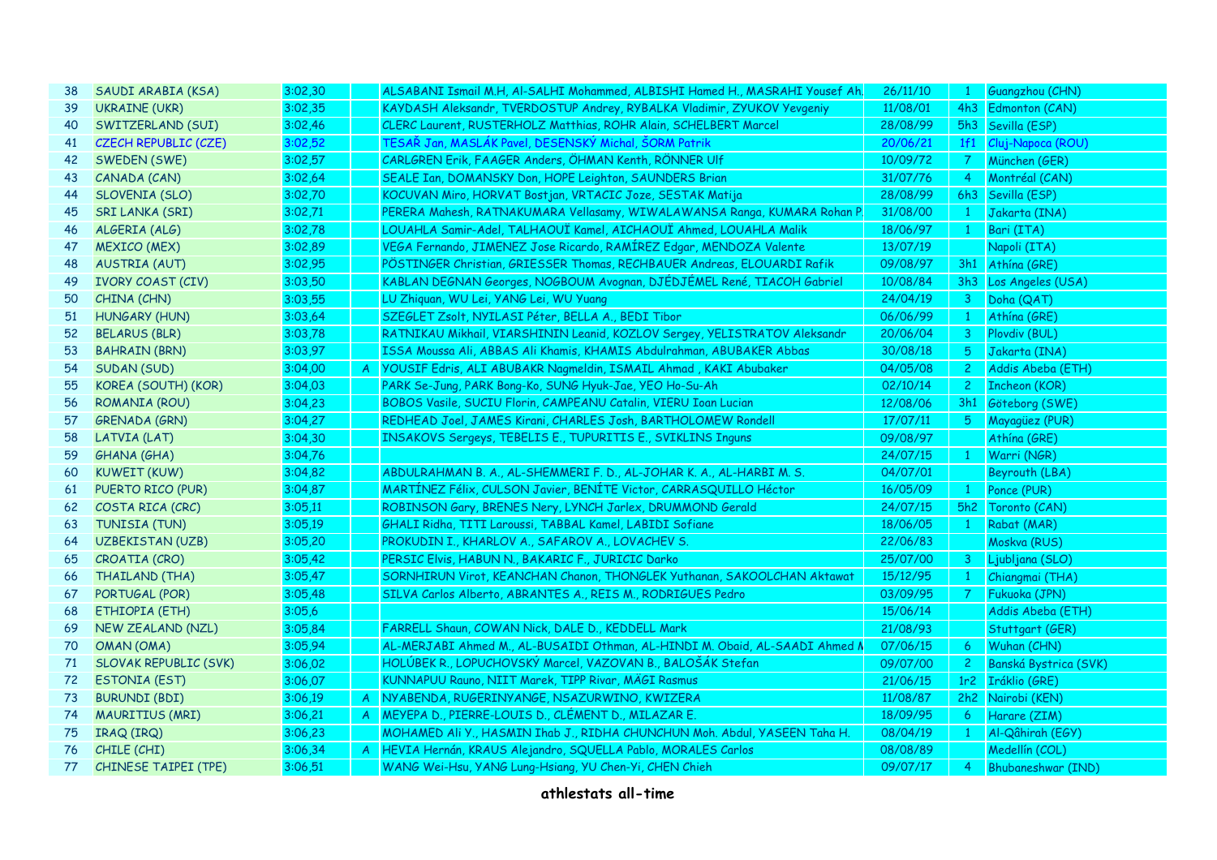| | | | | | | | |
|---|---|---|---|---|---|---|---|
| 38 | SAUDI ARABIA (KSA) | 3:02,30 | | ALSABANI Ismail M.H, Al-SALHI Mohammed, ALBISHI Hamed H., MASRAHI Yousef Ah. | 26/11/10 | 1 | Guangzhou (CHN) |
| 39 | UKRAINE (UKR) | 3:02,35 | | KAYDASH Aleksandr, TVERDOSTUP Andrey, RYBALKA Vladimir, ZYUKOV Yevgeniy | 11/08/01 | 4h3 | Edmonton (CAN) |
| 40 | SWITZERLAND (SUI) | 3:02,46 | | CLERC Laurent, RUSTERHOLZ Matthias, ROHR Alain, SCHELBERT Marcel | 28/08/99 | 5h3 | Sevilla (ESP) |
| 41 | CZECH REPUBLIC (CZE) | 3:02,52 | | TESAŘ Jan, MASLÁK Pavel, DESENSKÝ Michal, ŠORM Patrik | 20/06/21 | 1f1 | Cluj-Napoca (ROU) |
| 42 | SWEDEN (SWE) | 3:02,57 | | CARLGREN Erik, FAAGER Anders, ÖHMAN Kenth, RÖNNER Ulf | 10/09/72 | 7 | München (GER) |
| 43 | CANADA (CAN) | 3:02,64 | | SEALE Ian, DOMANSKY Don, HOPE Leighton, SAUNDERS Brian | 31/07/76 | 4 | Montréal (CAN) |
| 44 | SLOVENIA (SLO) | 3:02,70 | | KOCUVAN Miro, HORVAT Bostjan, VRTACIC Joze, SESTAK Matija | 28/08/99 | 6h3 | Sevilla (ESP) |
| 45 | SRI LANKA (SRI) | 3:02,71 | | PERERA Mahesh, RATNAKUMARA Vellasamy, WIWALAWANSA Ranga, KUMARA Rohan P. | 31/08/00 | 1 | Jakarta (INA) |
| 46 | ALGERIA (ALG) | 3:02,78 | | LOUAHLA Samir-Adel, TALHAOUÏ Kamel, AICHAOUÏ Ahmed, LOUAHLA Malik | 18/06/97 | 1 | Bari (ITA) |
| 47 | MEXICO (MEX) | 3:02,89 | | VEGA Fernando, JIMENEZ Jose Ricardo, RAMÍREZ Edgar, MENDOZA Valente | 13/07/19 | | Napoli (ITA) |
| 48 | AUSTRIA (AUT) | 3:02,95 | | PÖSTINGER Christian, GRIESSER Thomas, RECHBAUER Andreas, ELOUARDI Rafik | 09/08/97 | 3h1 | Athína (GRE) |
| 49 | IVORY COAST (CIV) | 3:03,50 | | KABLAN DEGNAN Georges, NOGBOUM Avognan, DJÉDJÉMEL René, TIACOH Gabriel | 10/08/84 | 3h3 | Los Angeles (USA) |
| 50 | CHINA (CHN) | 3:03,55 | | LU Zhiquan, WU Lei, YANG Lei, WU Yuang | 24/04/19 | 3 | Doha (QAT) |
| 51 | HUNGARY (HUN) | 3:03,64 | | SZEGLET Zsolt, NYILASI Péter, BELLA A., BEDI Tibor | 06/06/99 | 1 | Athína (GRE) |
| 52 | BELARUS (BLR) | 3:03,78 | | RATNIKAU Mikhail, VIARSHININ Leanid, KOZLOV Sergey, YELISTRATOV Aleksandr | 20/06/04 | 3 | Plovdiv (BUL) |
| 53 | BAHRAIN (BRN) | 3:03,97 | | ISSA Moussa Ali, ABBAS Ali Khamis, KHAMIS Abdulrahman, ABUBAKER Abbas | 30/08/18 | 5 | Jakarta (INA) |
| 54 | SUDAN (SUD) | 3:04,00 | A | YOUSIF Edris, ALI ABUBAKR Nagmeldin, ISMAIL Ahmad , KAKI Abubaker | 04/05/08 | 2 | Addis Abeba (ETH) |
| 55 | KOREA (SOUTH) (KOR) | 3:04,03 | | PARK Se-Jung, PARK Bong-Ko, SUNG Hyuk-Jae, YEO Ho-Su-Ah | 02/10/14 | 2 | Incheon (KOR) |
| 56 | ROMANIA (ROU) | 3:04,23 | | BOBOS Vasile, SUCIU Florin, CAMPEANU Catalin, VIERU Ioan Lucian | 12/08/06 | 3h1 | Göteborg (SWE) |
| 57 | GRENADA (GRN) | 3:04,27 | | REDHEAD Joel, JAMES Kirani, CHARLES Josh, BARTHOLOMEW Rondell | 17/07/11 | 5 | Mayagüez (PUR) |
| 58 | LATVIA (LAT) | 3:04,30 | | INSAKOVS Sergeys, TEBELIS E., TUPURITIS E., SVIKLINS Inguns | 09/08/97 | | Athína (GRE) |
| 59 | GHANA (GHA) | 3:04,76 | | | 24/07/15 | 1 | Warri (NGR) |
| 60 | KUWEIT (KUW) | 3:04,82 | | ABDULRAHMAN B. A., AL-SHEMMERI F. D., AL-JOHAR K. A., AL-HARBI M. S. | 04/07/01 | | Beyrouth (LBA) |
| 61 | PUERTO RICO (PUR) | 3:04,87 | | MARTÍNEZ Félix, CULSON Javier, BENÍTE Victor, CARRASQUILLO Héctor | 16/05/09 | 1 | Ponce (PUR) |
| 62 | COSTA RICA (CRC) | 3:05,11 | | ROBINSON Gary, BRENES Nery, LYNCH Jarlex, DRUMMOND Gerald | 24/07/15 | 5h2 | Toronto (CAN) |
| 63 | TUNISIA (TUN) | 3:05,19 | | GHALI Ridha, TITI Laroussi, TABBAL Kamel, LABIDI Sofiane | 18/06/05 | 1 | Rabat (MAR) |
| 64 | UZBEKISTAN (UZB) | 3:05,20 | | PROKUDIN I., KHARLOV A., SAFAROV A., LOVACHEV S. | 22/06/83 | | Moskva (RUS) |
| 65 | CROATIA (CRO) | 3:05,42 | | PERSIC Elvis, HABUN N., BAKARIC F., JURICIC Darko | 25/07/00 | 3 | Ljubljana (SLO) |
| 66 | THAILAND (THA) | 3:05,47 | | SORNHIRUN Virot, KEANCHAN Chanon, THONGLEK Yuthanan, SAKOOLCHAN Aktawat | 15/12/95 | 1 | Chiangmai (THA) |
| 67 | PORTUGAL (POR) | 3:05,48 | | SILVA Carlos Alberto, ABRANTES A., REIS M., RODRIGUES Pedro | 03/09/95 | 7 | Fukuoka (JPN) |
| 68 | ETHIOPIA (ETH) | 3:05,6 | | | 15/06/14 | | Addis Abeba (ETH) |
| 69 | NEW ZEALAND (NZL) | 3:05,84 | | FARRELL Shaun, COWAN Nick, DALE D., KEDDELL Mark | 21/08/93 | | Stuttgart (GER) |
| 70 | OMAN (OMA) | 3:05,94 | | AL-MERJABI Ahmed M., AL-BUSAIDI Othman, AL-HINDI M. Obaid, AL-SAADI Ahmed M | 07/06/15 | 6 | Wuhan (CHN) |
| 71 | SLOVAK REPUBLIC (SVK) | 3:06,02 | | HOLÚBEK R., LOPUCHOVSKÝ Marcel, VAZOVAN B., BALOŠÁK Stefan | 09/07/00 | 2 | Banská Bystrica (SVK) |
| 72 | ESTONIA (EST) | 3:06,07 | | KUNNAPUU Rauno, NIIT Marek, TIPP Rivar, MÄGI Rasmus | 21/06/15 | 1r2 | Iráklio (GRE) |
| 73 | BURUNDI (BDI) | 3:06,19 | A | NYABENDA, RUGERINYANGE, NSAZURWINO, KWIZERA | 11/08/87 | 2h2 | Nairobi (KEN) |
| 74 | MAURITIUS (MRI) | 3:06,21 | A | MEYEPA D., PIERRE-LOUIS D., CLÉMENT D., MILAZAR E. | 18/09/95 | 6 | Harare (ZIM) |
| 75 | IRAQ (IRQ) | 3:06,23 | | MOHAMED Ali Y., HASMIN Ihab J., RIDHA CHUNCHUN Moh. Abdul, YASEEN Taha H. | 08/04/19 | 1 | Al-Qâhirah (EGY) |
| 76 | CHILE (CHI) | 3:06,34 | A | HEVIA Hernán, KRAUS Alejandro, SQUELLA Pablo, MORALES Carlos | 08/08/89 | | Medellín (COL) |
| 77 | CHINESE TAIPEI (TPE) | 3:06,51 | | WANG Wei-Hsu, YANG Lung-Hsiang, YU Chen-Yi, CHEN Chieh | 09/07/17 | 4 | Bhubaneshwar (IND) |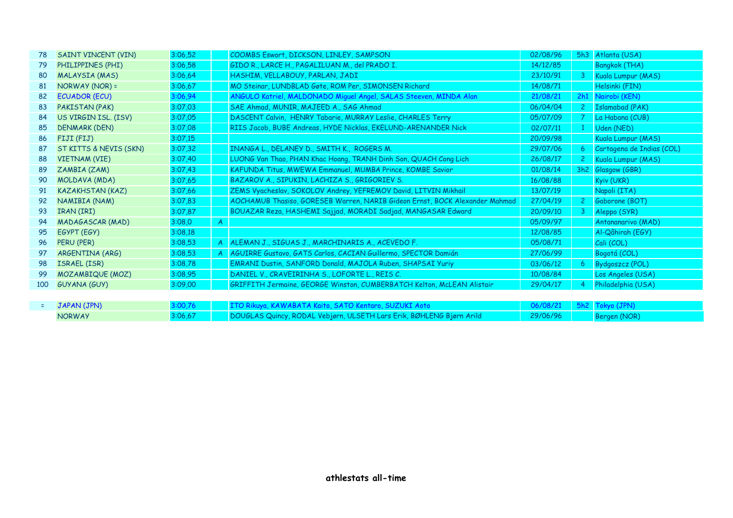| | | | | | | | |
|---|---|---|---|---|---|---|---|
| 78 | SAINT VINCENT (VIN) | 3:06,52 | | COOMBS Eswort, DICKSON, LINLEY, SAMPSON | 02/08/96 | 5h3 | Atlanta (USA) |
| 79 | PHILIPPINES (PHI) | 3:06,58 | | GIDO R., LARCE H., PAGALILUAN M., del PRADO I. | 14/12/85 | | Bangkok (THA) |
| 80 | MALAYSIA (MAS) | 3:06,64 | | HASHIM, VELLABOUY, PARLAN, JADI | 23/10/91 | 3 | Kuala Lumpur (MAS) |
| 81 | NORWAY (NOR) = | 3:06,67 | | MO Steinar, LUNDBLAD Gøte, ROM Per, SIMONSEN Richard | 14/08/71 | | Helsinki (FIN) |
| 82 | ECUADOR (ECU) | 3:06,94 | | ANGULO Katriel, MALDONADO Miguel Angel, SALAS Steeven, MINDA Alan | 21/08/21 | 2h1 | Nairobi (KEN) |
| 83 | PAKISTAN (PAK) | 3:07,03 | | SAE Ahmad, MUNIR, MAJEED A., SAG Ahmad | 06/04/04 | 2 | Islamabad (PAK) |
| 84 | US VIRGIN ISL. (ISV) | 3:07,05 | | DASCENT Calvin, HENRY Tabarie, MURRAY Leslie, CHARLES Terry | 05/07/09 | 7 | La Habana (CUB) |
| 85 | DENMARK (DEN) | 3:07,08 | | RIIS Jacob, BUBE Andreas, HYDE Nicklas, EKELUND-ARENANDER Nick | 02/07/11 | 1 | Uden (NED) |
| 86 | FIJI (FIJ) | 3:07,15 | | | 20/09/98 | | Kuala Lumpur (MAS) |
| 87 | ST KITTS & NEVIS (SKN) | 3:07,32 | | INANGA L., DELANEY D., SMITH K., ROGERS M. | 29/07/06 | 6 | Cartagena de Indias (COL) |
| 88 | VIETNAM (VIE) | 3:07,40 | | LUONG Van Thao, PHAN Khac Hoang, TRANH Dinh Son, QUACH Cong Lich | 26/08/17 | 2 | Kuala Lumpur (MAS) |
| 89 | ZAMBIA (ZAM) | 3:07,43 | | KAFUNDA Titus, MWEWA Emmanuel, MUMBA Prince, KOMBE Savior | 01/08/14 | 3h2 | Glasgow (GBR) |
| 90 | MOLDAVA (MDA) | 3:07,65 | | BAZAROV A., SIPUKIN, LACHIZA S., GRIGORIEV S. | 16/08/88 | | Kyiv (UKR) |
| 91 | KAZAKHSTAN (KAZ) | 3:07,66 | | ZEMS Vyacheslav, SOKOLOV Andrey, YEFREMOV David, LITVIN Mikhail | 13/07/19 | | Napoli (ITA) |
| 92 | NAMIBIA (NAM) | 3:07,83 | | AOCHAMUB Thasiso, GORESEB Warren, NARIB Gideon Ernst, BOCK Alexander Mahmad | 27/04/19 | 2 | Gaborone (BOT) |
| 93 | IRAN (IRI) | 3:07,87 | | BOUAZAR Reza, HASHEMI Sajjad, MORADI Sadjad, MANGASAR Edward | 20/09/10 | 3 | Aleppo (SYR) |
| 94 | MADAGASCAR (MAD) | 3:08,0 | A | | 05/09/97 | | Antananarivo (MAD) |
| 95 | EGYPT (EGY) | 3:08,18 | | | 12/08/85 | | Al-Qâhirah (EGY) |
| 96 | PERU (PER) | 3:08,53 | A | ALEMAN J., SIGUAS J., MARCHINARIS A., ACEVEDO F. | 05/08/71 | | Cali (COL) |
| 97 | ARGENTINA (ARG) | 3:08,53 | A | AGUIRRE Gustavo, GATS Carlos, CACIAN Guillermo, SPECTOR Damián | 27/06/99 | | Bogotá (COL) |
| 98 | ISRAEL (ISR) | 3:08,78 | | EMRANI Dustin, SANFORD Donald, MAJOLA Ruben, SHAPSAI Yuriy | 03/06/12 | 6 | Bydgoszcz (POL) |
| 99 | MOZAMBIQUE (MOZ) | 3:08,95 | | DANIEL V., CRAVEIRINHA S., LOFORTE L., REIS C. | 10/08/84 | | Los Angeles (USA) |
| 100 | GUYANA (GUY) | 3:09,00 | | GRIFFITH Jermaine, GEORGE Winston, CUMBERBATCH Kelton, McLEAN Alistair | 29/04/17 | 4 | Philadelphia (USA) |

| | | | | | | | |
|---|---|---|---|---|---|---|---|
| = | JAPAN (JPN) | 3:00,76 | | ITO Rikuya, KAWABATA Kaito, SATO Kentaro, SUZUKI Aoto | 06/08/21 | 5h2 | Tokyo (JPN) |
| | NORWAY | 3:06,67 | | DOUGLAS Quincy, RODAL Vebjørn, ULSETH Lars Erik, BØHLENG Bjørn Arild | 29/06/96 | | Bergen (NOR) |

**athlestats all-time**